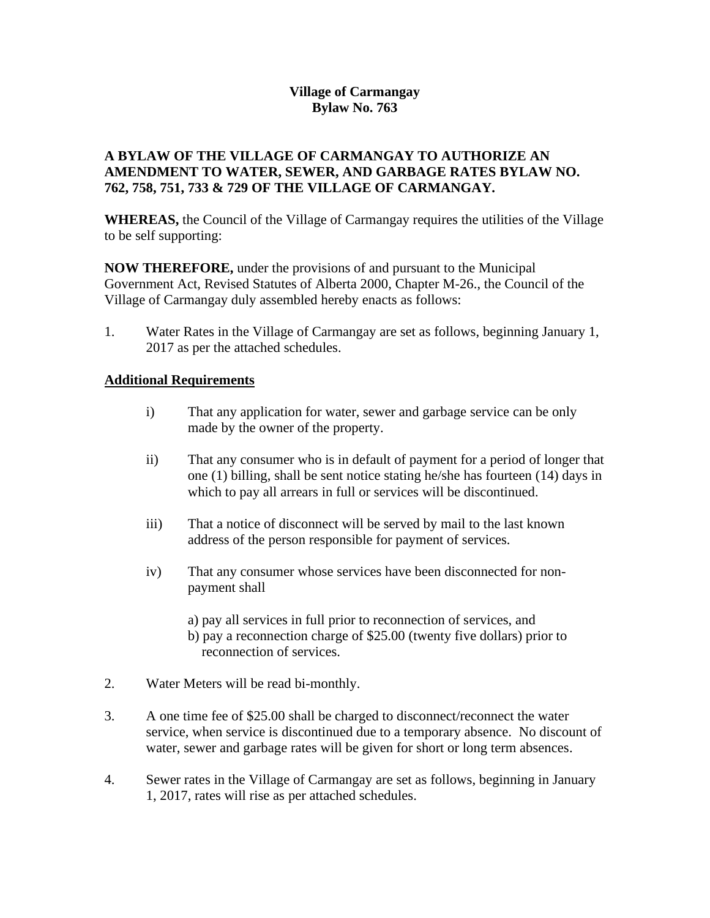**Village of Carmangay**
**Bylaw No. 763**

**A BYLAW OF THE VILLAGE OF CARMANGAY TO AUTHORIZE AN AMENDMENT TO WATER, SEWER, AND GARBAGE RATES BYLAW NO. 762, 758, 751, 733 & 729 OF THE VILLAGE OF CARMANGAY.**

**WHEREAS,** the Council of the Village of Carmangay requires the utilities of the Village to be self supporting:

**NOW THEREFORE,** under the provisions of and pursuant to the Municipal Government Act, Revised Statutes of Alberta 2000, Chapter M-26., the Council of the Village of Carmangay duly assembled hereby enacts as follows:

1. Water Rates in the Village of Carmangay are set as follows, beginning January 1, 2017 as per the attached schedules.

**Additional Requirements**

i) That any application for water, sewer and garbage service can be only made by the owner of the property.

ii) That any consumer who is in default of payment for a period of longer that one (1) billing, shall be sent notice stating he/she has fourteen (14) days in which to pay all arrears in full or services will be discontinued.

iii) That a notice of disconnect will be served by mail to the last known address of the person responsible for payment of services.

iv) That any consumer whose services have been disconnected for non-payment shall

a) pay all services in full prior to reconnection of services, and
b) pay a reconnection charge of $25.00 (twenty five dollars) prior to reconnection of services.

2. Water Meters will be read bi-monthly.

3. A one time fee of $25.00 shall be charged to disconnect/reconnect the water service, when service is discontinued due to a temporary absence. No discount of water, sewer and garbage rates will be given for short or long term absences.

4. Sewer rates in the Village of Carmangay are set as follows, beginning in January 1, 2017, rates will rise as per attached schedules.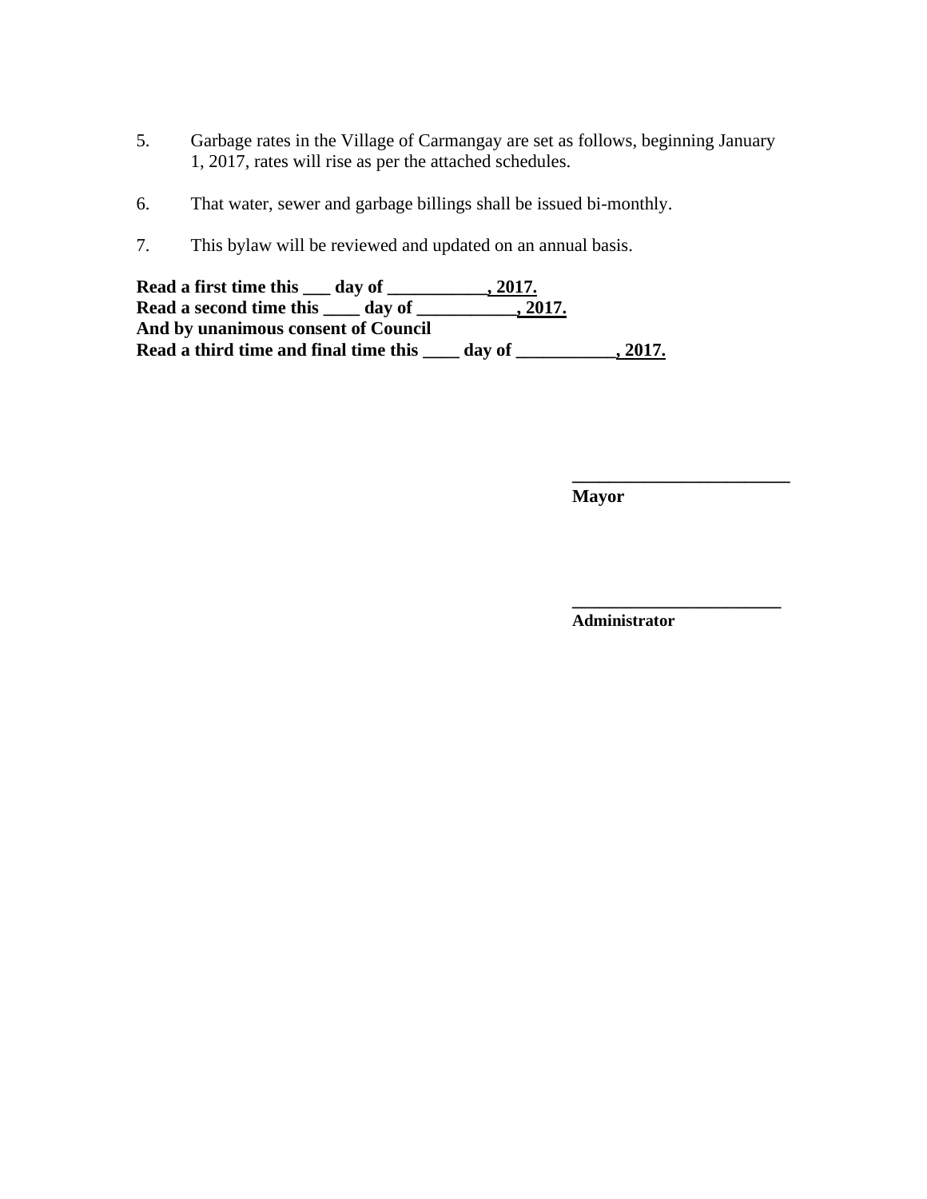5. Garbage rates in the Village of Carmangay are set as follows, beginning January 1, 2017, rates will rise as per the attached schedules.

6. That water, sewer and garbage billings shall be issued bi-monthly.

7. This bylaw will be reviewed and updated on an annual basis.

**Read a first time this ___ day of ___________, 2017.**
**Read a second time this ____ day of ___________, 2017.**
**And by unanimous consent of Council**
**Read a third time and final time this ____ day of ___________, 2017.**

________________________
**Mayor**

________________________
**Administrator**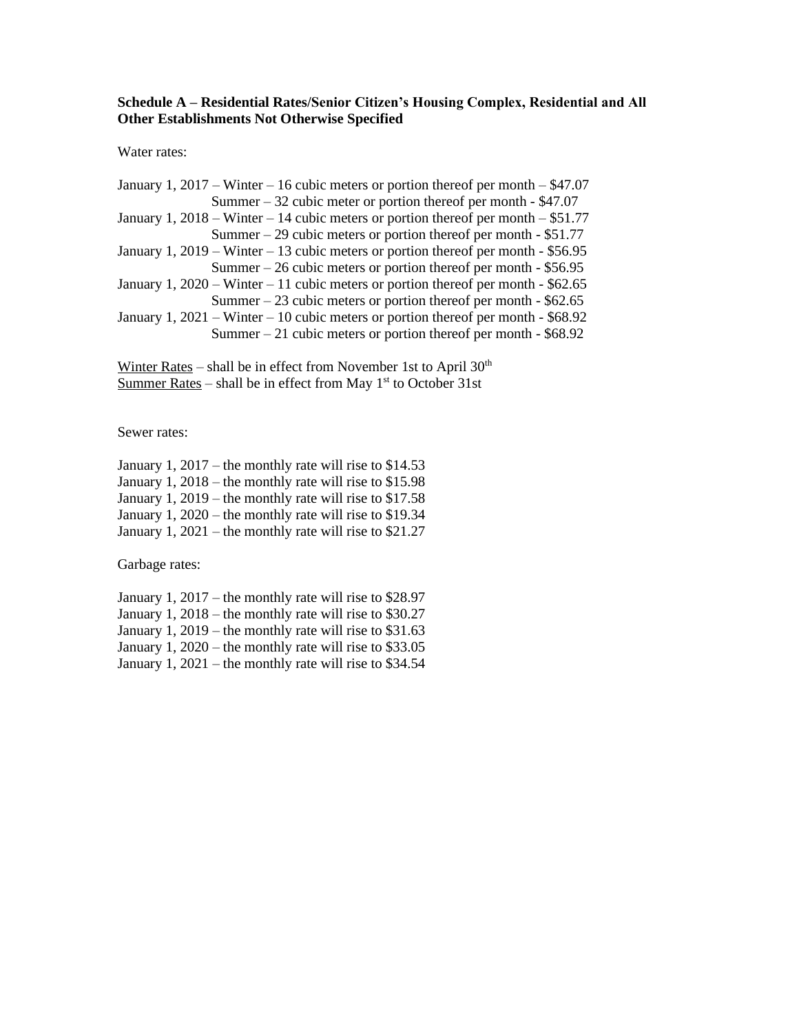**Schedule A – Residential Rates/Senior Citizen's Housing Complex, Residential and All Other Establishments Not Otherwise Specified**

Water rates:

January 1, 2017 – Winter – 16 cubic meters or portion thereof per month – $47.07
Summer – 32 cubic meter or portion thereof per month - $47.07
January 1, 2018 – Winter – 14 cubic meters or portion thereof per month – $51.77
Summer – 29 cubic meters or portion thereof per month - $51.77
January 1, 2019 – Winter – 13 cubic meters or portion thereof per month - $56.95
Summer – 26 cubic meters or portion thereof per month - $56.95
January 1, 2020 – Winter – 11 cubic meters or portion thereof per month - $62.65
Summer – 23 cubic meters or portion thereof per month - $62.65
January 1, 2021 – Winter – 10 cubic meters or portion thereof per month - $68.92
Summer – 21 cubic meters or portion thereof per month - $68.92

<u>Winter Rates</u> – shall be in effect from November 1st to April 30th
<u>Summer Rates</u> – shall be in effect from May 1st to October 31st

Sewer rates:

January 1, 2017 – the monthly rate will rise to $14.53
January 1, 2018 – the monthly rate will rise to $15.98
January 1, 2019 – the monthly rate will rise to $17.58
January 1, 2020 – the monthly rate will rise to $19.34
January 1, 2021 – the monthly rate will rise to $21.27

Garbage rates:

January 1, 2017 – the monthly rate will rise to $28.97
January 1, 2018 – the monthly rate will rise to $30.27
January 1, 2019 – the monthly rate will rise to $31.63
January 1, 2020 – the monthly rate will rise to $33.05
January 1, 2021 – the monthly rate will rise to $34.54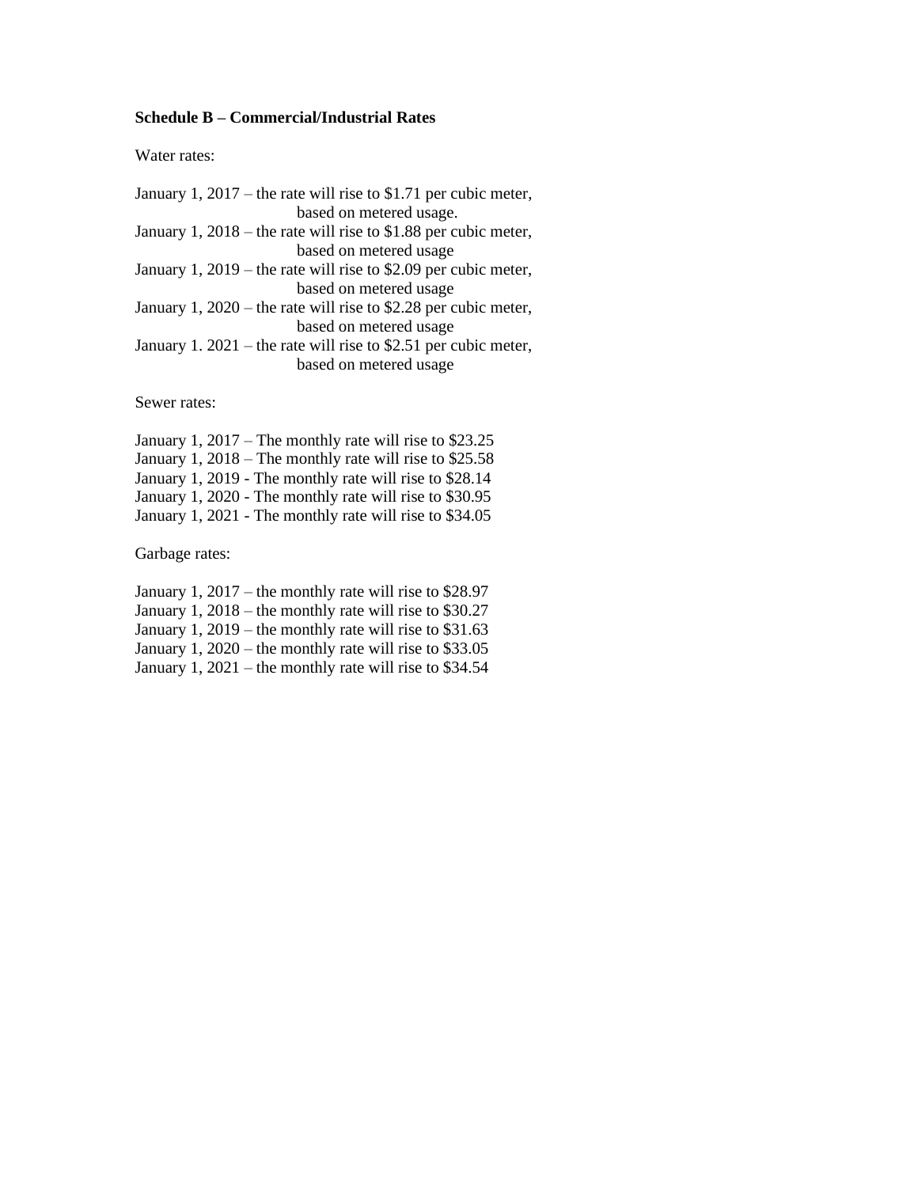**Schedule B – Commercial/Industrial Rates**

Water rates:

January 1, 2017 – the rate will rise to $1.71 per cubic meter, based on metered usage.
January 1, 2018 – the rate will rise to $1.88 per cubic meter, based on metered usage
January 1, 2019 – the rate will rise to $2.09 per cubic meter, based on metered usage
January 1, 2020 – the rate will rise to $2.28 per cubic meter, based on metered usage
January 1. 2021 – the rate will rise to $2.51 per cubic meter, based on metered usage

Sewer rates:

January 1, 2017 – The monthly rate will rise to $23.25
January 1, 2018 – The monthly rate will rise to $25.58
January 1, 2019 - The monthly rate will rise to $28.14
January 1, 2020 - The monthly rate will rise to $30.95
January 1, 2021 - The monthly rate will rise to $34.05

Garbage rates:

January 1, 2017 – the monthly rate will rise to $28.97
January 1, 2018 – the monthly rate will rise to $30.27
January 1, 2019 – the monthly rate will rise to $31.63
January 1, 2020 – the monthly rate will rise to $33.05
January 1, 2021 – the monthly rate will rise to $34.54